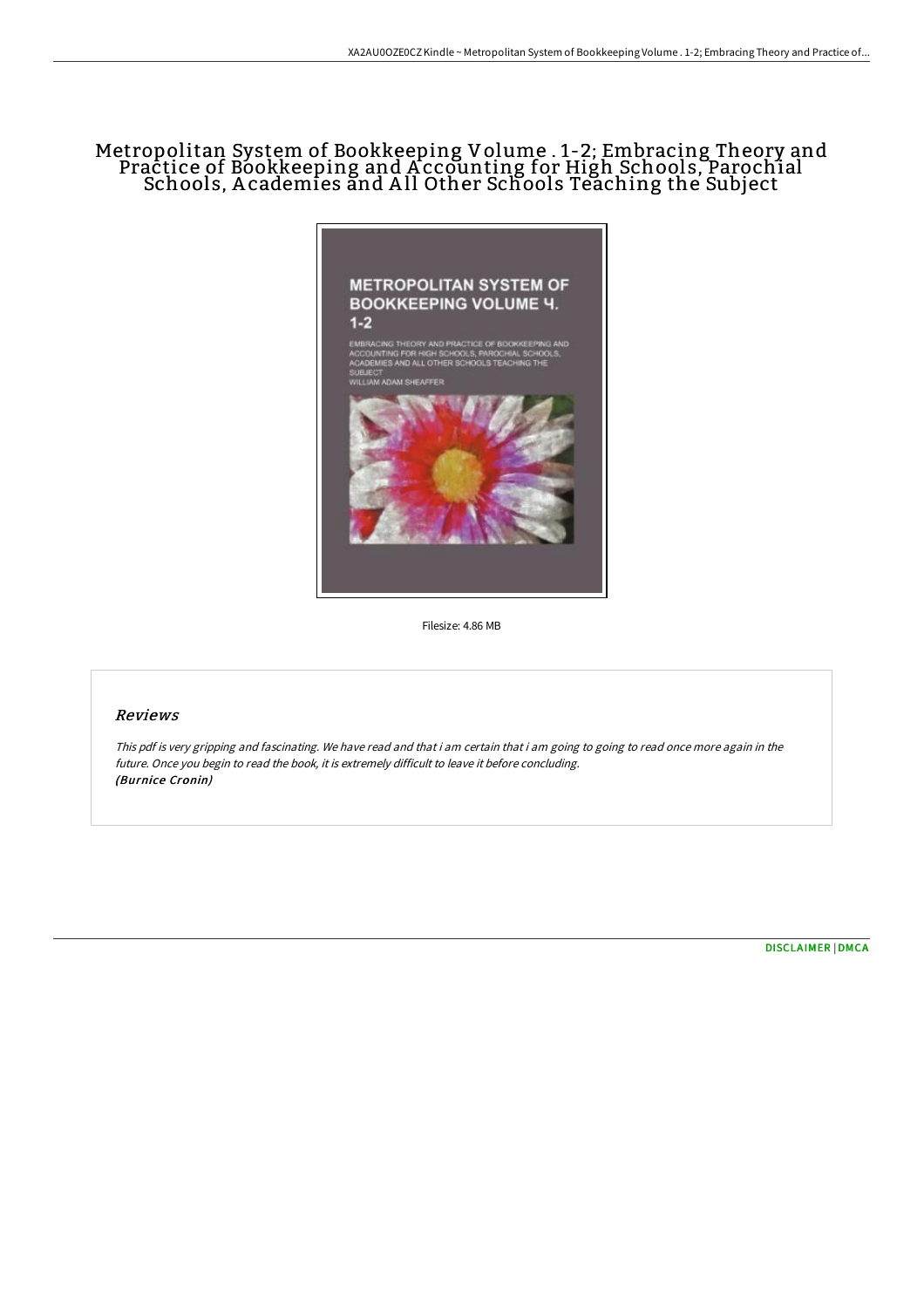# Metropolitan System of Bookkeeping Volume . 1-2; Embracing Theory and Practice of Bookkeeping and Accounting for High Schools, Parochial Schools, Academies and All Other Schools Teaching the Subject

Filesize: 4.86 MB

## Reviews

*This pdf is very gripping and fascinating. We have read and that i am certain that i am going to going to read once more again in the future. Once you begin to read the book, it is extremely difficult to leave it before concluding.*
*(Burnice Cronin)*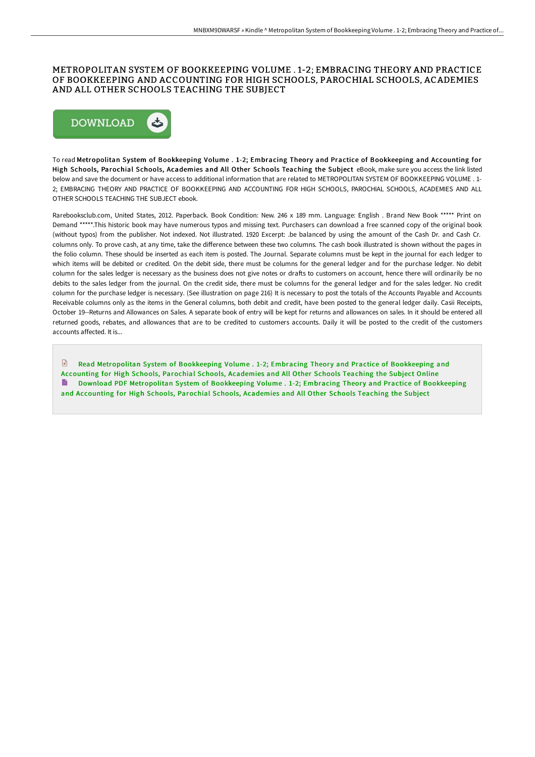# METROPOLITAN SYSTEM OF BOOKKEEPING VOLUME . 1-2; EMBRACING THEORY AND PRACTICE OF BOOKKEEPING AND ACCOUNTING FOR HIGH SCHOOLS, PAROCHIAL SCHOOLS, ACADEMIES AND ALL OTHER SCHOOLS TEACHING THE SUBJECT

DOWNLOAD

To read **Metropolitan System of Bookkeeping Volume . 1-2; Embracing Theory and Practice of Bookkeeping and Accounting for High Schools, Parochial Schools, Academies and All Other Schools Teaching the Subject** eBook, make sure you access the link listed below and save the document or have access to additional information that are related to METROPOLITAN SYSTEM OF BOOKKEEPING VOLUME . 1-2; EMBRACING THEORY AND PRACTICE OF BOOKKEEPING AND ACCOUNTING FOR HIGH SCHOOLS, PAROCHIAL SCHOOLS, ACADEMIES AND ALL OTHER SCHOOLS TEACHING THE SUBJECT ebook.

Rarebooksclub.com, United States, 2012. Paperback. Book Condition: New. 246 x 189 mm. Language: English . Brand New Book ***** Print on Demand *****.This historic book may have numerous typos and missing text. Purchasers can download a free scanned copy of the original book (without typos) from the publisher. Not indexed. Not illustrated. 1920 Excerpt: .be balanced by using the amount of the Cash Dr. and Cash Cr. columns only. To prove cash, at any time, take the difference between these two columns. The cash book illustrated is shown without the pages in the folio column. These should be inserted as each item is posted. The Journal. Separate columns must be kept in the journal for each ledger to which items will be debited or credited. On the debit side, there must be columns for the general ledger and for the purchase ledger. No debit column for the sales ledger is necessary as the business does not give notes or drafts to customers on account, hence there will ordinarily be no debits to the sales ledger from the journal. On the credit side, there must be columns for the general ledger and for the sales ledger. No credit column for the purchase ledger is necessary. (See illustration on page 216) It is necessary to post the totals of the Accounts Payable and Accounts Receivable columns only as the items in the General columns, both debit and credit, have been posted to the general ledger daily. Casii Receipts, October 19--Returns and Allowances on Sales. A separate book of entry will be kept for returns and allowances on sales. In it should be entered all returned goods, rebates, and allowances that are to be credited to customers accounts. Daily it will be posted to the credit of the customers accounts affected. It is...

Read Metropolitan System of Bookkeeping Volume . 1-2; Embracing Theory and Practice of Bookkeeping and Accounting for High Schools, Parochial Schools, Academies and All Other Schools Teaching the Subject Online

Download PDF Metropolitan System of Bookkeeping Volume . 1-2; Embracing Theory and Practice of Bookkeeping and Accounting for High Schools, Parochial Schools, Academies and All Other Schools Teaching the Subject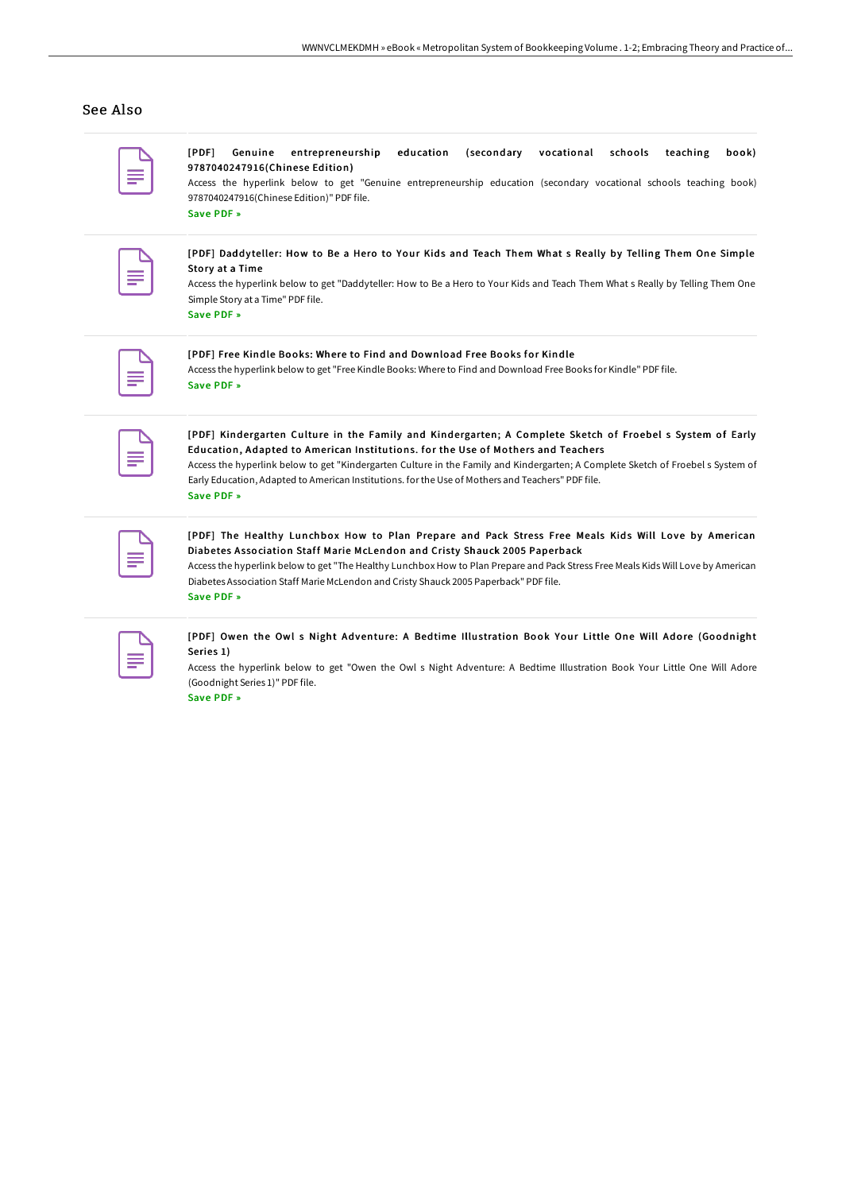## See Also

**[PDF] Genuine entrepreneurship education (secondary vocational schools teaching book) 9787040247916(Chinese Edition)**

Access the hyperlink below to get "Genuine entrepreneurship education (secondary vocational schools teaching book) 9787040247916(Chinese Edition)" PDF file.

Save PDF »

**[PDF] Daddyteller: How to Be a Hero to Your Kids and Teach Them What s Really by Telling Them One Simple Story at a Time**

Access the hyperlink below to get "Daddyteller: How to Be a Hero to Your Kids and Teach Them What s Really by Telling Them One Simple Story at a Time" PDF file.

Save PDF »

**[PDF] Free Kindle Books: Where to Find and Download Free Books for Kindle**

Access the hyperlink below to get "Free Kindle Books: Where to Find and Download Free Books for Kindle" PDF file.

Save PDF »

**[PDF] Kindergarten Culture in the Family and Kindergarten; A Complete Sketch of Froebel s System of Early Education, Adapted to American Institutions. for the Use of Mothers and Teachers**

Access the hyperlink below to get "Kindergarten Culture in the Family and Kindergarten; A Complete Sketch of Froebel s System of Early Education, Adapted to American Institutions. for the Use of Mothers and Teachers" PDF file.

Save PDF »

**[PDF] The Healthy Lunchbox How to Plan Prepare and Pack Stress Free Meals Kids Will Love by American Diabetes Association Staff Marie McLendon and Cristy Shauck 2005 Paperback**

Access the hyperlink below to get "The Healthy Lunchbox How to Plan Prepare and Pack Stress Free Meals Kids Will Love by American Diabetes Association Staff Marie McLendon and Cristy Shauck 2005 Paperback" PDF file.

Save PDF »

**[PDF] Owen the Owl s Night Adventure: A Bedtime Illustration Book Your Little One Will Adore (Goodnight Series 1)**

Access the hyperlink below to get "Owen the Owl s Night Adventure: A Bedtime Illustration Book Your Little One Will Adore (Goodnight Series 1)" PDF file.

Save PDF »